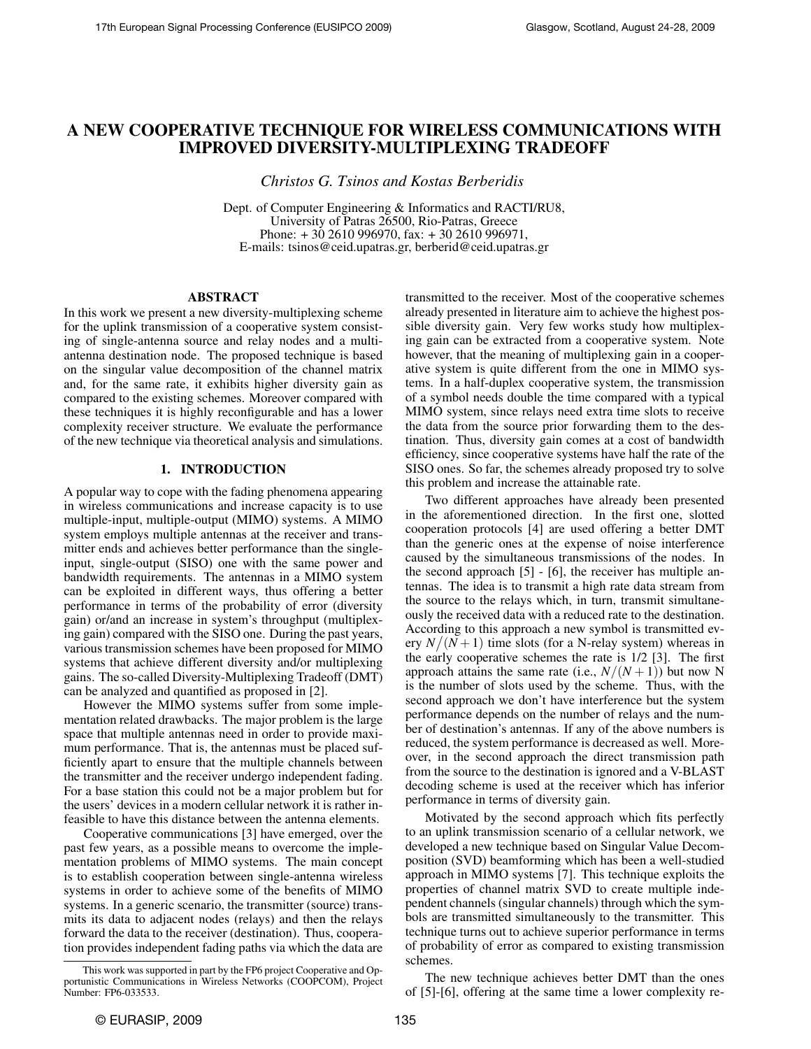# A NEW COOPERATIVE TECHNIQUE FOR WIRELESS COMMUNICATIONS WITH IMPROVED DIVERSITY-MULTIPLEXING TRADEOFF

*Christos G. Tsinos and Kostas Berberidis*

Dept. of Computer Engineering & Informatics and RACTI/RU8,
University of Patras 26500, Rio-Patras, Greece
Phone: + 30 2610 996970, fax: + 30 2610 996971,
E-mails: tsinos@ceid.upatras.gr, berberid@ceid.upatras.gr

## ABSTRACT

In this work we present a new diversity-multiplexing scheme for the uplink transmission of a cooperative system consisting of single-antenna source and relay nodes and a multi-antenna destination node. The proposed technique is based on the singular value decomposition of the channel matrix and, for the same rate, it exhibits higher diversity gain as compared to the existing schemes. Moreover compared with these techniques it is highly reconfigurable and has a lower complexity receiver structure. We evaluate the performance of the new technique via theoretical analysis and simulations.

## 1. INTRODUCTION

A popular way to cope with the fading phenomena appearing in wireless communications and increase capacity is to use multiple-input, multiple-output (MIMO) systems. A MIMO system employs multiple antennas at the receiver and transmitter ends and achieves better performance than the single-input, single-output (SISO) one with the same power and bandwidth requirements. The antennas in a MIMO system can be exploited in different ways, thus offering a better performance in terms of the probability of error (diversity gain) or/and an increase in system's throughput (multiplexing gain) compared with the SISO one. During the past years, various transmission schemes have been proposed for MIMO systems that achieve different diversity and/or multiplexing gains. The so-called Diversity-Multiplexing Tradeoff (DMT) can be analyzed and quantified as proposed in [2].

However the MIMO systems suffer from some implementation related drawbacks. The major problem is the large space that multiple antennas need in order to provide maximum performance. That is, the antennas must be placed sufficiently apart to ensure that the multiple channels between the transmitter and the receiver undergo independent fading. For a base station this could not be a major problem but for the users' devices in a modern cellular network it is rather infeasible to have this distance between the antenna elements.

Cooperative communications [3] have emerged, over the past few years, as a possible means to overcome the implementation problems of MIMO systems. The main concept is to establish cooperation between single-antenna wireless systems in order to achieve some of the benefits of MIMO systems. In a generic scenario, the transmitter (source) transmits its data to adjacent nodes (relays) and then the relays forward the data to the receiver (destination). Thus, cooperation provides independent fading paths via which the data are transmitted to the receiver. Most of the cooperative schemes already presented in literature aim to achieve the highest possible diversity gain. Very few works study how multiplexing gain can be extracted from a cooperative system. Note however, that the meaning of multiplexing gain in a cooperative system is quite different from the one in MIMO systems. In a half-duplex cooperative system, the transmission of a symbol needs double the time compared with a typical MIMO system, since relays need extra time slots to receive the data from the source prior forwarding them to the destination. Thus, diversity gain comes at a cost of bandwidth efficiency, since cooperative systems have half the rate of the SISO ones. So far, the schemes already proposed try to solve this problem and increase the attainable rate.

Two different approaches have already been presented in the aforementioned direction. In the first one, slotted cooperation protocols [4] are used offering a better DMT than the generic ones at the expense of noise interference caused by the simultaneous transmissions of the nodes. In the second approach [5] - [6], the receiver has multiple antennas. The idea is to transmit a high rate data stream from the source to the relays which, in turn, transmit simultaneously the received data with a reduced rate to the destination. According to this approach a new symbol is transmitted every $N/(N+1)$ time slots (for a N-relay system) whereas in the early cooperative schemes the rate is 1/2 [3]. The first approach attains the same rate (i.e., $N/(N+1)$) but now N is the number of slots used by the scheme. Thus, with the second approach we don't have interference but the system performance depends on the number of relays and the number of destination's antennas. If any of the above numbers is reduced, the system performance is decreased as well. Moreover, in the second approach the direct transmission path from the source to the destination is ignored and a V-BLAST decoding scheme is used at the receiver which has inferior performance in terms of diversity gain.

Motivated by the second approach which fits perfectly to an uplink transmission scenario of a cellular network, we developed a new technique based on Singular Value Decomposition (SVD) beamforming which has been a well-studied approach in MIMO systems [7]. This technique exploits the properties of channel matrix SVD to create multiple independent channels (singular channels) through which the symbols are transmitted simultaneously to the transmitter. This technique turns out to achieve superior performance in terms of probability of error as compared to existing transmission schemes.

The new technique achieves better DMT than the ones of [5]-[6], offering at the same time a lower complexity re-

This work was supported in part by the FP6 project Cooperative and Opportunistic Communications in Wireless Networks (COOPCOM), Project Number: FP6-033533.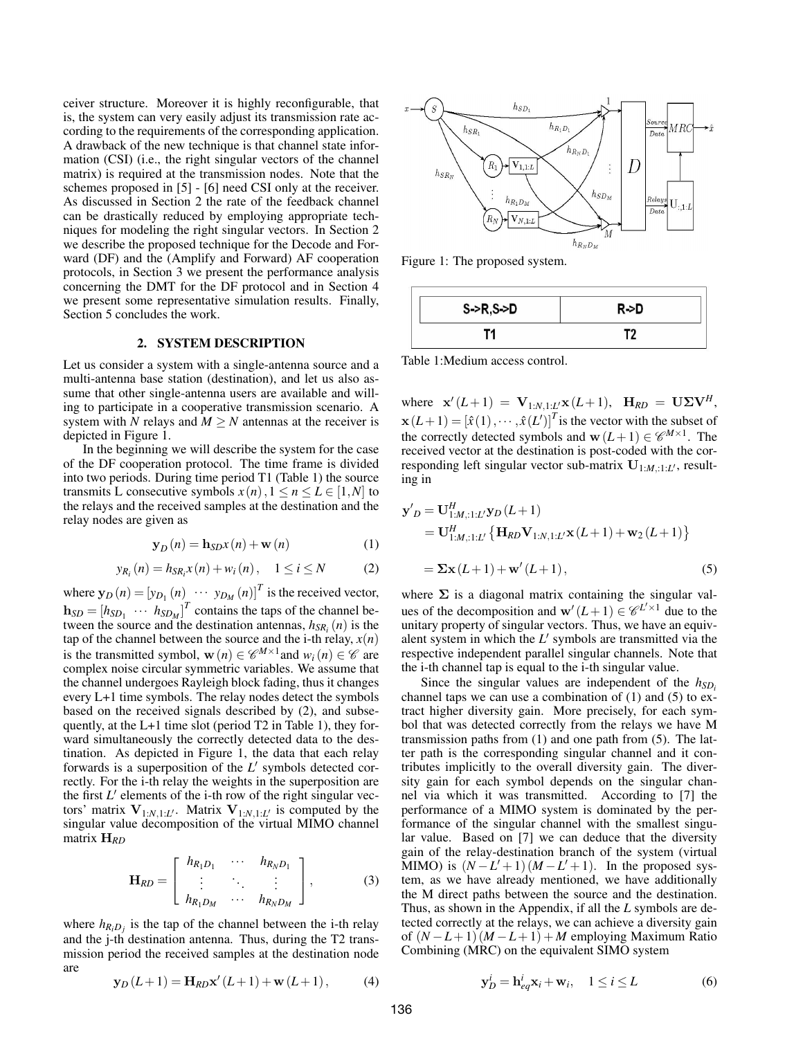ceiver structure. Moreover it is highly reconfigurable, that is, the system can very easily adjust its transmission rate according to the requirements of the corresponding application. A drawback of the new technique is that channel state information (CSI) (i.e., the right singular vectors of the channel matrix) is required at the transmission nodes. Note that the schemes proposed in [5] - [6] need CSI only at the receiver. As discussed in Section 2 the rate of the feedback channel can be drastically reduced by employing appropriate techniques for modeling the right singular vectors. In Section 2 we describe the proposed technique for the Decode and Forward (DF) and the (Amplify and Forward) AF cooperation protocols, in Section 3 we present the performance analysis concerning the DMT for the DF protocol and in Section 4 we present some representative simulation results. Finally, Section 5 concludes the work.

## 2. SYSTEM DESCRIPTION

Let us consider a system with a single-antenna source and a multi-antenna base station (destination), and let us also assume that other single-antenna users are available and willing to participate in a cooperative transmission scenario. A system with $N$ relays and $M \geq N$ antennas at the receiver is depicted in Figure 1.

In the beginning we will describe the system for the case of the DF cooperation protocol. The time frame is divided into two periods. During time period T1 (Table 1) the source transmits L consecutive symbols $x(n), 1 \leq n \leq L \in [1,N]$ to the relays and the received samples at the destination and the relay nodes are given as

$$\mathbf{y}_D(n) = \mathbf{h}_{SD}x(n) + \mathbf{w}(n) \tag{1}$$

$$y_{R_i}(n) = h_{SR_i}x(n) + w_i(n), \quad 1 \leq i \leq N \tag{2}$$

where $\mathbf{y}_D(n) = [y_{D_1}(n) \ \cdots \ y_{D_M}(n)]^T$ is the received vector, $\mathbf{h}_{SD} = [h_{SD_1} \ \cdots \ h_{SD_M}]^T$ contains the taps of the channel between the source and the destination antennas, $h_{SR_i}(n)$ is the tap of the channel between the source and the i-th relay, $x(n)$ is the transmitted symbol, $\mathbf{w}(n) \in \mathscr{C}^{M\times 1}$ and $w_i(n) \in \mathscr{C}$ are complex noise circular symmetric variables. We assume that the channel undergoes Rayleigh block fading, thus it changes every L+1 time symbols. The relay nodes detect the symbols based on the received signals described by (2), and subsequently, at the L+1 time slot (period T2 in Table 1), they forward simultaneously the correctly detected data to the destination. As depicted in Figure 1, the data that each relay forwards is a superposition of the $L'$ symbols detected correctly. For the i-th relay the weights in the superposition are the first $L'$ elements of the i-th row of the right singular vectors' matrix $\mathbf{V}_{1:N,1:L'}$. Matrix $\mathbf{V}_{1:N,1:L'}$ is computed by the singular value decomposition of the virtual MIMO channel matrix $\mathbf{H}_{RD}$

$$\mathbf{H}_{RD} = \begin{bmatrix} h_{R_1D_1} & \cdots & h_{R_ND_1} \\ \vdots & \ddots & \vdots \\ h_{R_1D_M} & \cdots & h_{R_ND_M} \end{bmatrix}, \tag{3}$$

where $h_{R_iD_j}$ is the tap of the channel between the i-th relay and the j-th destination antenna. Thus, during the T2 transmission period the received samples at the destination node are

$$\mathbf{y}_D(L+1) = \mathbf{H}_{RD}\mathbf{x}'(L+1) + \mathbf{w}(L+1), \tag{4}$$

Figure 1: The proposed system.

| S->R,S->D | R->D |
|---|---|
| T1 | T2 |

Table 1:Medium access control.

where $\mathbf{x}'(L+1) = \mathbf{V}_{1:N,1:L'}\mathbf{x}(L+1)$, $\mathbf{H}_{RD} = \mathbf{U}\boldsymbol{\Sigma}\mathbf{V}^H$, $\mathbf{x}(L+1) = [\hat{x}(1), \cdots, \hat{x}(L')]^T$ is the vector with the subset of the correctly detected symbols and $\mathbf{w}(L+1) \in \mathscr{C}^{M\times 1}$. The received vector at the destination is post-coded with the corresponding left singular vector sub-matrix $\mathbf{U}_{1:M,:1:L'}$, resulting in

$$\begin{aligned} \mathbf{y}'_D &= \mathbf{U}^H_{1:M,:1:L'}\mathbf{y}_D(L+1) \\ &= \mathbf{U}^H_{1:M,:1:L'}\left\{\mathbf{H}_{RD}\mathbf{V}_{1:N,1:L'}\mathbf{x}(L+1) + \mathbf{w}_2(L+1)\right\} \\ &= \boldsymbol{\Sigma}\mathbf{x}(L+1) + \mathbf{w}'(L+1), \end{aligned} \tag{5}$$

where $\boldsymbol{\Sigma}$ is a diagonal matrix containing the singular values of the decomposition and $\mathbf{w}'(L+1) \in \mathscr{C}^{L'\times 1}$ due to the unitary property of singular vectors. Thus, we have an equivalent system in which the $L'$ symbols are transmitted via the respective independent parallel singular channels. Note that the i-th channel tap is equal to the i-th singular value.

Since the singular values are independent of the $h_{SD_i}$ channel taps we can use a combination of (1) and (5) to extract higher diversity gain. More precisely, for each symbol that was detected correctly from the relays we have M transmission paths from (1) and one path from (5). The latter path is the corresponding singular channel and it contributes implicitly to the overall diversity gain. The diversity gain for each symbol depends on the singular channel via which it was transmitted. According to [7] the performance of a MIMO system is dominated by the performance of the singular channel with the smallest singular value. Based on [7] we can deduce that the diversity gain of the relay-destination branch of the system (virtual MIMO) is $(N-L'+1)(M-L'+1)$. In the proposed system, as we have already mentioned, we have additionally the M direct paths between the source and the destination. Thus, as shown in the Appendix, if all the $L$ symbols are detected correctly at the relays, we can achieve a diversity gain of $(N-L+1)(M-L+1)+M$ employing Maximum Ratio Combining (MRC) on the equivalent SIMO system

$$\mathbf{y}^i_D = \mathbf{h}^i_{eq}\mathbf{x}_i + \mathbf{w}_i, \quad 1 \leq i \leq L \tag{6}$$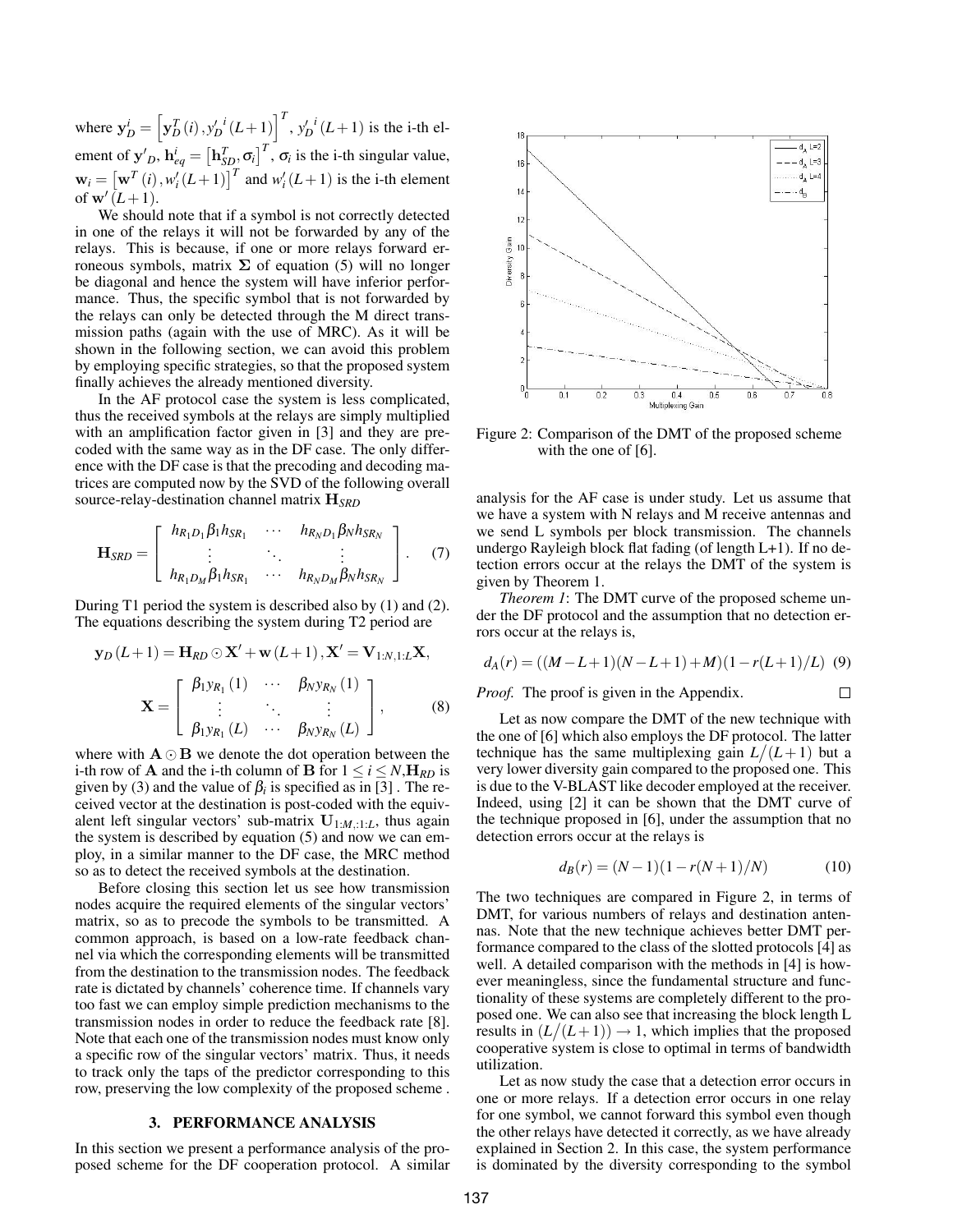where $\mathbf{y}_D^i = \left[\mathbf{y}_D^T(i), {y'}_D^i(L+1)\right]^T$, ${y'}_D^i(L+1)$ is the i-th element of $\mathbf{y'}_D$, $\mathbf{h}_{eq}^i = \left[\mathbf{h}_{SD}^T, \sigma_i\right]^T$, $\sigma_i$ is the i-th singular value, $\mathbf{w}_i = \left[\mathbf{w}^T(i), w_i'(L+1)\right]^T$ and $w_i'(L+1)$ is the i-th element of $\mathbf{w}'(L+1)$.

We should note that if a symbol is not correctly detected in one of the relays it will not be forwarded by any of the relays. This is because, if one or more relays forward erroneous symbols, matrix $\mathbf{\Sigma}$ of equation (5) will no longer be diagonal and hence the system will have inferior performance. Thus, the specific symbol that is not forwarded by the relays can only be detected through the M direct transmission paths (again with the use of MRC). As it will be shown in the following section, we can avoid this problem by employing specific strategies, so that the proposed system finally achieves the already mentioned diversity.

In the AF protocol case the system is less complicated, thus the received symbols at the relays are simply multiplied with an amplification factor given in [3] and they are precoded with the same way as in the DF case. The only difference with the DF case is that the precoding and decoding matrices are computed now by the SVD of the following overall source-relay-destination channel matrix $\mathbf{H}_{SRD}$

$$\mathbf{H}_{SRD} = \begin{bmatrix} h_{R_1D_1}\beta_1 h_{SR_1} & \cdots & h_{R_ND_1}\beta_N h_{SR_N} \\ \vdots & \ddots & \vdots \\ h_{R_1D_M}\beta_1 h_{SR_1} & \cdots & h_{R_ND_M}\beta_N h_{SR_N} \end{bmatrix}. \quad (7)$$

During T1 period the system is described also by (1) and (2). The equations describing the system during T2 period are

$$\mathbf{y}_D(L+1) = \mathbf{H}_{RD} \odot \mathbf{X}' + \mathbf{w}(L+1), \mathbf{X}' = \mathbf{V}_{1:N,1:L}\mathbf{X},$$

$$\mathbf{X} = \begin{bmatrix} \beta_1 y_{R_1}(1) & \cdots & \beta_N y_{R_N}(1) \\ \vdots & \ddots & \vdots \\ \beta_1 y_{R_1}(L) & \cdots & \beta_N y_{R_N}(L) \end{bmatrix}, \quad (8)$$

where with $\mathbf{A} \odot \mathbf{B}$ we denote the dot operation between the i-th row of $\mathbf{A}$ and the i-th column of $\mathbf{B}$ for $1 \le i \le N$, $\mathbf{H}_{RD}$ is given by (3) and the value of $\beta_i$ is specified as in [3] . The received vector at the destination is post-coded with the equivalent left singular vectors' sub-matrix $\mathbf{U}_{1:M,:1:L}$, thus again the system is described by equation (5) and now we can employ, in a similar manner to the DF case, the MRC method so as to detect the received symbols at the destination.

Before closing this section let us see how transmission nodes acquire the required elements of the singular vectors' matrix, so as to precode the symbols to be transmitted. A common approach, is based on a low-rate feedback channel via which the corresponding elements will be transmitted from the destination to the transmission nodes. The feedback rate is dictated by channels' coherence time. If channels vary too fast we can employ simple prediction mechanisms to the transmission nodes in order to reduce the feedback rate [8]. Note that each one of the transmission nodes must know only a specific row of the singular vectors' matrix. Thus, it needs to track only the taps of the predictor corresponding to this row, preserving the low complexity of the proposed scheme .

## 3. PERFORMANCE ANALYSIS

In this section we present a performance analysis of the proposed scheme for the DF cooperation protocol. A similar analysis for the AF case is under study. Let us assume that we have a system with N relays and M receive antennas and we send L symbols per block transmission. The channels undergo Rayleigh block flat fading (of length L+1). If no detection errors occur at the relays the DMT of the system is given by Theorem 1.

Figure 2: Comparison of the DMT of the proposed scheme with the one of [6].

*Theorem 1*: The DMT curve of the proposed scheme under the DF protocol and the assumption that no detection errors occur at the relays is,

$$d_A(r) = ((M-L+1)(N-L+1)+M)(1-r(L+1)/L) \quad (9)$$

*Proof.* The proof is given in the Appendix. $\square$

Let as now compare the DMT of the new technique with the one of [6] which also employs the DF protocol. The latter technique has the same multiplexing gain $L/(L+1)$ but a very lower diversity gain compared to the proposed one. This is due to the V-BLAST like decoder employed at the receiver. Indeed, using [2] it can be shown that the DMT curve of the technique proposed in [6], under the assumption that no detection errors occur at the relays is

$$d_B(r) = (N-1)(1-r(N+1)/N) \quad (10)$$

The two techniques are compared in Figure 2, in terms of DMT, for various numbers of relays and destination antennas. Note that the new technique achieves better DMT performance compared to the class of the slotted protocols [4] as well. A detailed comparison with the methods in [4] is however meaningless, since the fundamental structure and functionality of these systems are completely different to the proposed one. We can also see that increasing the block length L results in $(L/(L+1)) \to 1$, which implies that the proposed cooperative system is close to optimal in terms of bandwidth utilization.

Let as now study the case that a detection error occurs in one or more relays. If a detection error occurs in one relay for one symbol, we cannot forward this symbol even though the other relays have detected it correctly, as we have already explained in Section 2. In this case, the system performance is dominated by the diversity corresponding to the symbol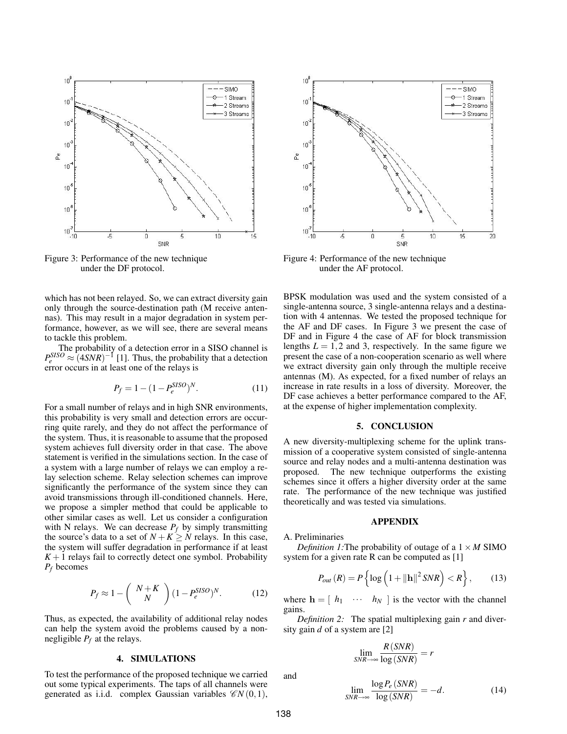Figure 3: Performance of the new technique under the DF protocol.

Figure 4: Performance of the new technique under the AF protocol.

which has not been relayed. So, we can extract diversity gain only through the source-destination path (M receive antennas). This may result in a major degradation in system performance, however, as we will see, there are several means to tackle this problem.

The probability of a detection error in a SISO channel is $P_e^{SISO} \approx (4SNR)^{-1}$ [1]. Thus, the probability that a detection error occurs in at least one of the relays is

$$P_f = 1 - (1 - P_e^{SISO})^N. \tag{11}$$

For a small number of relays and in high SNR environments, this probability is very small and detection errors are occurring quite rarely, and they do not affect the performance of the system. Thus, it is reasonable to assume that the proposed system achieves full diversity order in that case. The above statement is verified in the simulations section. In the case of a system with a large number of relays we can employ a relay selection scheme. Relay selection schemes can improve significantly the performance of the system since they can avoid transmissions through ill-conditioned channels. Here, we propose a simpler method that could be applicable to other similar cases as well. Let us consider a configuration with N relays. We can decrease $P_f$ by simply transmitting the source's data to a set of $N + K \geq N$ relays. In this case, the system will suffer degradation in performance if at least $K + 1$ relays fail to correctly detect one symbol. Probability $P_f$ becomes

$$P_f \approx 1 - \begin{pmatrix} N+K \\ N \end{pmatrix} (1 - P_e^{SISO})^N. \tag{12}$$

Thus, as expected, the availability of additional relay nodes can help the system avoid the problems caused by a non-negligible $P_f$ at the relays.

## 4. SIMULATIONS

To test the performance of the proposed technique we carried out some typical experiments. The taps of all channels were generated as i.i.d. complex Gaussian variables $\mathscr{C}N(0,1)$, BPSK modulation was used and the system consisted of a single-antenna source, 3 single-antenna relays and a destination with 4 antennas. We tested the proposed technique for the AF and DF cases. In Figure 3 we present the case of DF and in Figure 4 the case of AF for block transmission lengths $L = 1, 2$ and 3, respectively. In the same figure we present the case of a non-cooperation scenario as well where we extract diversity gain only through the multiple receive antennas (M). As expected, for a fixed number of relays an increase in rate results in a loss of diversity. Moreover, the DF case achieves a better performance compared to the AF, at the expense of higher implementation complexity.

## 5. CONCLUSION

A new diversity-multiplexing scheme for the uplink transmission of a cooperative system consisted of single-antenna source and relay nodes and a multi-antenna destination was proposed. The new technique outperforms the existing schemes since it offers a higher diversity order at the same rate. The performance of the new technique was justified theoretically and was tested via simulations.

## APPENDIX

A. Preliminaries

*Definition 1:* The probability of outage of a $1 \times M$ SIMO system for a given rate R can be computed as [1]

$$P_{out}(R) = P\left\{\log\left(1 + \|\mathbf{h}\|^2 SNR\right) < R\right\}, \tag{13}$$

where $\mathbf{h} = [\begin{array}{ccc} h_1 & \cdots & h_N \end{array}]$ is the vector with the channel gains.

*Definition 2:* The spatial multiplexing gain $r$ and diversity gain $d$ of a system are [2]

$$\lim_{SNR \to \infty} \frac{R(SNR)}{\log(SNR)} = r$$

and

$$\lim_{SNR \to \infty} \frac{\log P_e(SNR)}{\log(SNR)} = -d. \tag{14}$$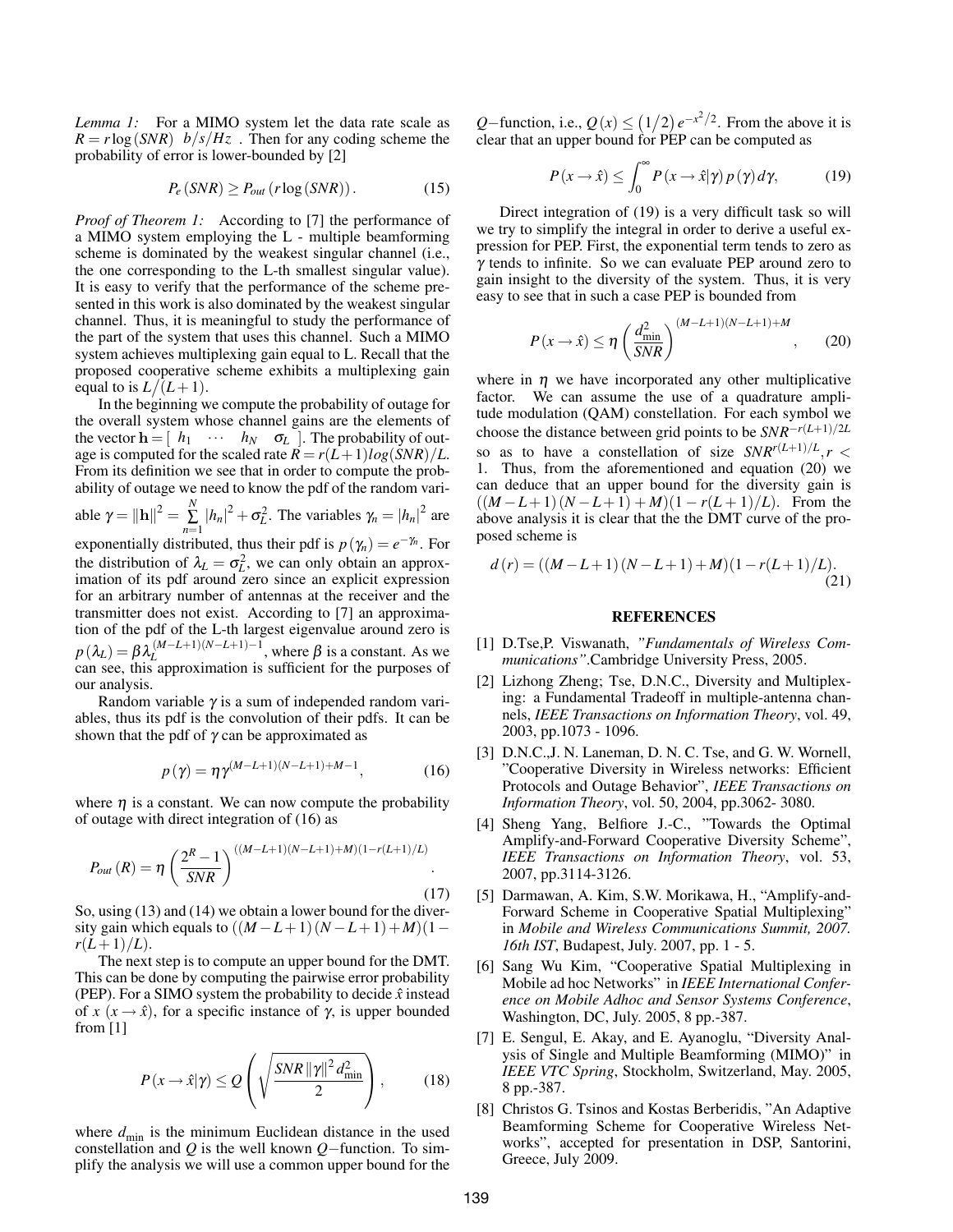*Lemma 1:* For a MIMO system let the data rate scale as $R = r\log(SNR)$ $b/s/Hz$ . Then for any coding scheme the probability of error is lower-bounded by [2]

$$P_e(SNR) \geq P_{out}(r\log(SNR)). \tag{15}$$

*Proof of Theorem 1:* According to [7] the performance of a MIMO system employing the L - multiple beamforming scheme is dominated by the weakest singular channel (i.e., the one corresponding to the L-th smallest singular value). It is easy to verify that the performance of the scheme presented in this work is also dominated by the weakest singular channel. Thus, it is meaningful to study the performance of the part of the system that uses this channel. Such a MIMO system achieves multiplexing gain equal to L. Recall that the proposed cooperative scheme exhibits a multiplexing gain equal to is $L/(L+1)$.

In the beginning we compute the probability of outage for the overall system whose channel gains are the elements of the vector $\mathbf{h} = [\ h_1 \ \cdots \ h_N \ \ \sigma_L\ ]$. The probability of outage is computed for the scaled rate $R = r(L+1)log(SNR)/L$. From its definition we see that in order to compute the probability of outage we need to know the pdf of the random variable $\gamma = \|\mathbf{h}\|^2 = \sum_{n=1}^{N} |h_n|^2 + \sigma_L^2$. The variables $\gamma_n = |h_n|^2$ are exponentially distributed, thus their pdf is $p(\gamma_n) = e^{-\gamma_n}$. For the distribution of $\lambda_L = \sigma_L^2$, we can only obtain an approximation of its pdf around zero since an explicit expression for an arbitrary number of antennas at the receiver and the transmitter does not exist. According to [7] an approximation of the pdf of the L-th largest eigenvalue around zero is $p(\lambda_L) = \beta\lambda_L^{(M-L+1)(N-L+1)-1}$, where $\beta$ is a constant. As we can see, this approximation is sufficient for the purposes of our analysis.

Random variable $\gamma$ is a sum of independed random variables, thus its pdf is the convolution of their pdfs. It can be shown that the pdf of $\gamma$ can be approximated as

$$p(\gamma) = \eta\gamma^{(M-L+1)(N-L+1)+M-1}, \tag{16}$$

where $\eta$ is a constant. We can now compute the probability of outage with direct integration of (16) as

$$P_{out}(R) = \eta\left(\frac{2^R - 1}{SNR}\right)^{((M-L+1)(N-L+1)+M)(1-r(L+1)/L)}. \tag{17}$$

So, using (13) and (14) we obtain a lower bound for the diversity gain which equals to $((M-L+1)(N-L+1)+M)(1-r(L+1)/L)$.

The next step is to compute an upper bound for the DMT. This can be done by computing the pairwise error probability (PEP). For a SIMO system the probability to decide $\hat{x}$ instead of $x$ $(x \to \hat{x})$, for a specific instance of $\gamma$, is upper bounded from [1]

$$P(x \to \hat{x}|\gamma) \leq Q\left(\sqrt{\frac{SNR\|\gamma\|^2 d_{\min}^2}{2}}\right), \tag{18}$$

where $d_{\min}$ is the minimum Euclidean distance in the used constellation and $Q$ is the well known $Q-$function. To simplify the analysis we will use a common upper bound for the $Q-$function, i.e., $Q(x) \leq (1/2)e^{-x^2/2}$. From the above it is clear that an upper bound for PEP can be computed as

$$P(x \to \hat{x}) \leq \int_0^\infty P(x \to \hat{x}|\gamma)\, p(\gamma)\, d\gamma, \tag{19}$$

Direct integration of (19) is a very difficult task so will we try to simplify the integral in order to derive a useful expression for PEP. First, the exponential term tends to zero as $\gamma$ tends to infinite. So we can evaluate PEP around zero to gain insight to the diversity of the system. Thus, it is very easy to see that in such a case PEP is bounded from

$$P(x \to \hat{x}) \leq \eta\left(\frac{d_{\min}^2}{SNR}\right)^{(M-L+1)(N-L+1)+M}, \tag{20}$$

where in $\eta$ we have incorporated any other multiplicative factor. We can assume the use of a quadrature amplitude modulation (QAM) constellation. For each symbol we choose the distance between grid points to be $SNR^{-r(L+1)/2L}$ so as to have a constellation of size $SNR^{r(L+1)/L}, r < 1$. Thus, from the aforementioned and equation (20) we can deduce that an upper bound for the diversity gain is $((M-L+1)(N-L+1)+M)(1-r(L+1)/L)$. From the above analysis it is clear that the the DMT curve of the proposed scheme is

$$d(r) = ((M-L+1)(N-L+1)+M)(1-r(L+1)/L). \tag{21}$$

## REFERENCES

[1] D.Tse,P. Viswanath, *"Fundamentals of Wireless Communications"*.Cambridge University Press, 2005.

[2] Lizhong Zheng; Tse, D.N.C., Diversity and Multiplexing: a Fundamental Tradeoff in multiple-antenna channels, *IEEE Transactions on Information Theory*, vol. 49, 2003, pp.1073 - 1096.

[3] D.N.C.,J. N. Laneman, D. N. C. Tse, and G. W. Wornell, "Cooperative Diversity in Wireless networks: Efficient Protocols and Outage Behavior", *IEEE Transactions on Information Theory*, vol. 50, 2004, pp.3062- 3080.

[4] Sheng Yang, Belfiore J.-C., "Towards the Optimal Amplify-and-Forward Cooperative Diversity Scheme", *IEEE Transactions on Information Theory*, vol. 53, 2007, pp.3114-3126.

[5] Darmawan, A. Kim, S.W. Morikawa, H., "Amplify-and-Forward Scheme in Cooperative Spatial Multiplexing" in *Mobile and Wireless Communications Summit, 2007. 16th IST*, Budapest, July. 2007, pp. 1 - 5.

[6] Sang Wu Kim, "Cooperative Spatial Multiplexing in Mobile ad hoc Networks" in *IEEE International Conference on Mobile Adhoc and Sensor Systems Conference*, Washington, DC, July. 2005, 8 pp.-387.

[7] E. Sengul, E. Akay, and E. Ayanoglu, "Diversity Analysis of Single and Multiple Beamforming (MIMO)" in *IEEE VTC Spring*, Stockholm, Switzerland, May. 2005, 8 pp.-387.

[8] Christos G. Tsinos and Kostas Berberidis, "An Adaptive Beamforming Scheme for Cooperative Wireless Networks", accepted for presentation in DSP, Santorini, Greece, July 2009.